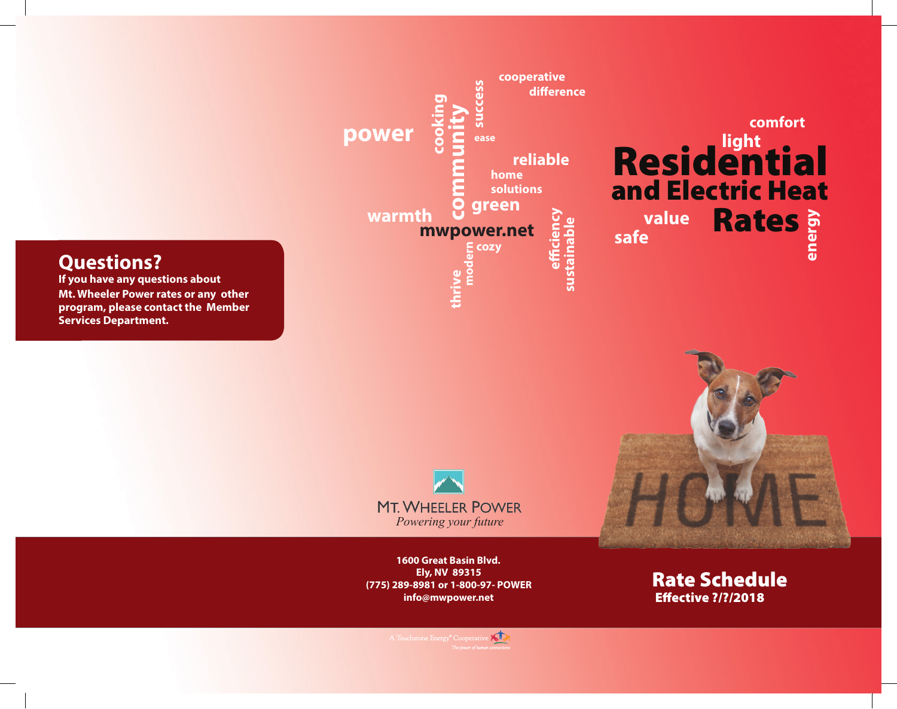## Questions?

**If you have any questions about Mt. Wheeler Power rates or any other program, please contact the Member Services Department.**

power cooking community success cooperative difference ease reliable home solutions green warmth mwpower.net cozy modern thrive efficiency sustainable

comfort light

# Residential and Electric Heat Rates

value safe energy

MT. WHEELER POWER
*Powering your future*

**1600 Great Basin Blvd.**
**Ely, NV 89315**
**(775) 289-8981 or 1-800-97- POWER**
**info@mwpower.net**

## Rate Schedule
**Effective ?/?/2018**

A Touchstone Energy® Cooperative
*The power of human connections*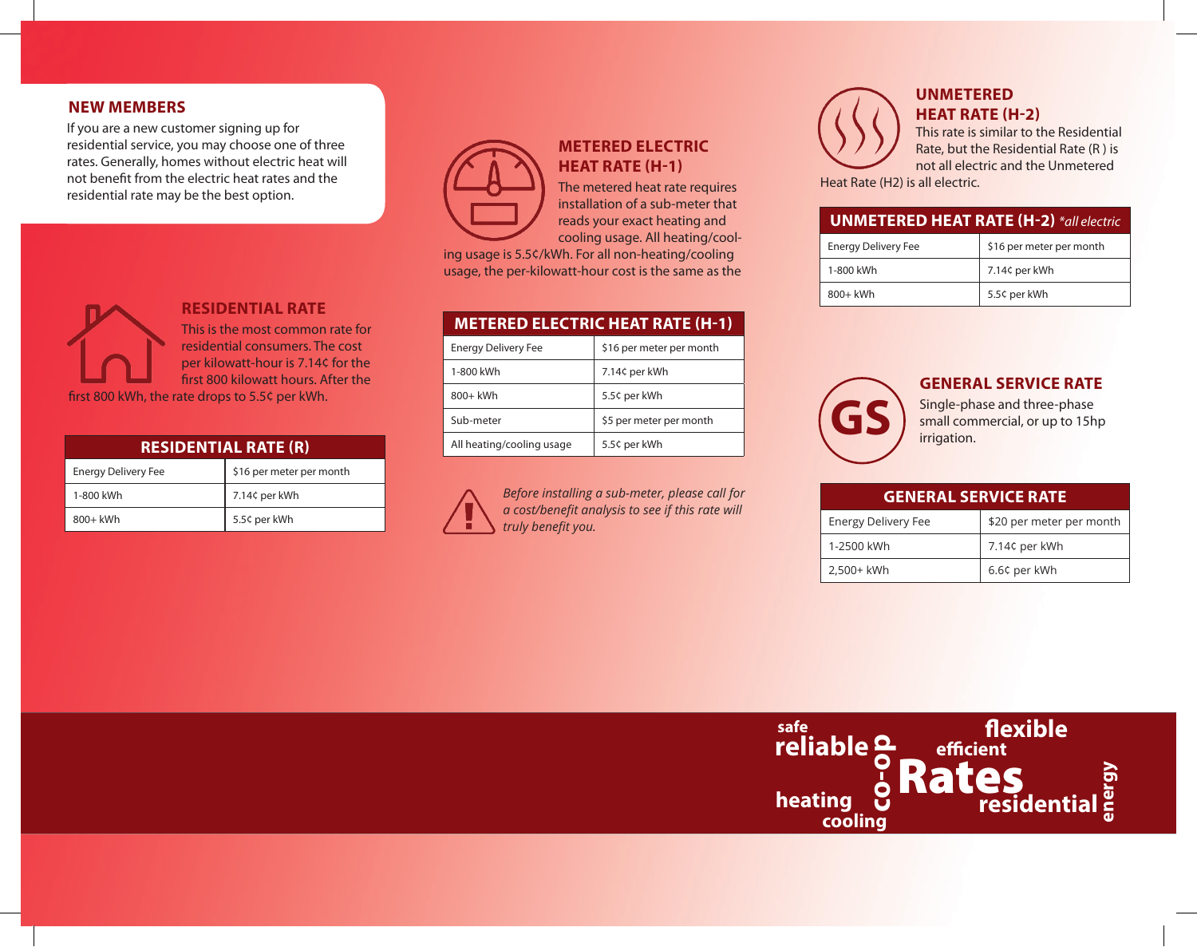## NEW MEMBERS

If you are a new customer signing up for residential service, you may choose one of three rates. Generally, homes without electric heat will not benefit from the electric heat rates and the residential rate may be the best option.

## RESIDENTIAL RATE

This is the most common rate for residential consumers. The cost per kilowatt-hour is 7.14¢ for the first 800 kilowatt hours. After the first 800 kWh, the rate drops to 5.5¢ per kWh.

| RESIDENTIAL RATE (R) | |
|---|---|
| Energy Delivery Fee | $16 per meter per month |
| 1-800 kWh | 7.14¢ per kWh |
| 800+ kWh | 5.5¢ per kWh |

## METERED ELECTRIC HEAT RATE (H-1)

The metered heat rate requires installation of a sub-meter that reads your exact heating and cooling usage. All heating/cooling usage is 5.5¢/kWh. For all non-heating/cooling usage, the per-kilowatt-hour cost is the same as the

| METERED ELECTRIC HEAT RATE (H-1) | |
|---|---|
| Energy Delivery Fee | $16 per meter per month |
| 1-800 kWh | 7.14¢ per kWh |
| 800+ kWh | 5.5¢ per kWh |
| Sub-meter | $5 per meter per month |
| All heating/cooling usage | 5.5¢ per kWh |

*Before installing a sub-meter, please call for a cost/benefit analysis to see if this rate will truly benefit you.*

## UNMETERED HEAT RATE (H-2)

This rate is similar to the Residential Rate, but the Residential Rate (R ) is not all electric and the Unmetered Heat Rate (H2) is all electric.

| UNMETERED HEAT RATE (H-2) *all electric* | |
|---|---|
| Energy Delivery Fee | $16 per meter per month |
| 1-800 kWh | 7.14¢ per kWh |
| 800+ kWh | 5.5¢ per kWh |

## GENERAL SERVICE RATE

Single-phase and three-phase small commercial, or up to 15hp irrigation.

| GENERAL SERVICE RATE | |
|---|---|
| Energy Delivery Fee | $20 per meter per month |
| 1-2500 kWh | 7.14¢ per kWh |
| 2,500+ kWh | 6.6¢ per kWh |

safe reliable co-op flexible efficient Rates heating cooling residential energy